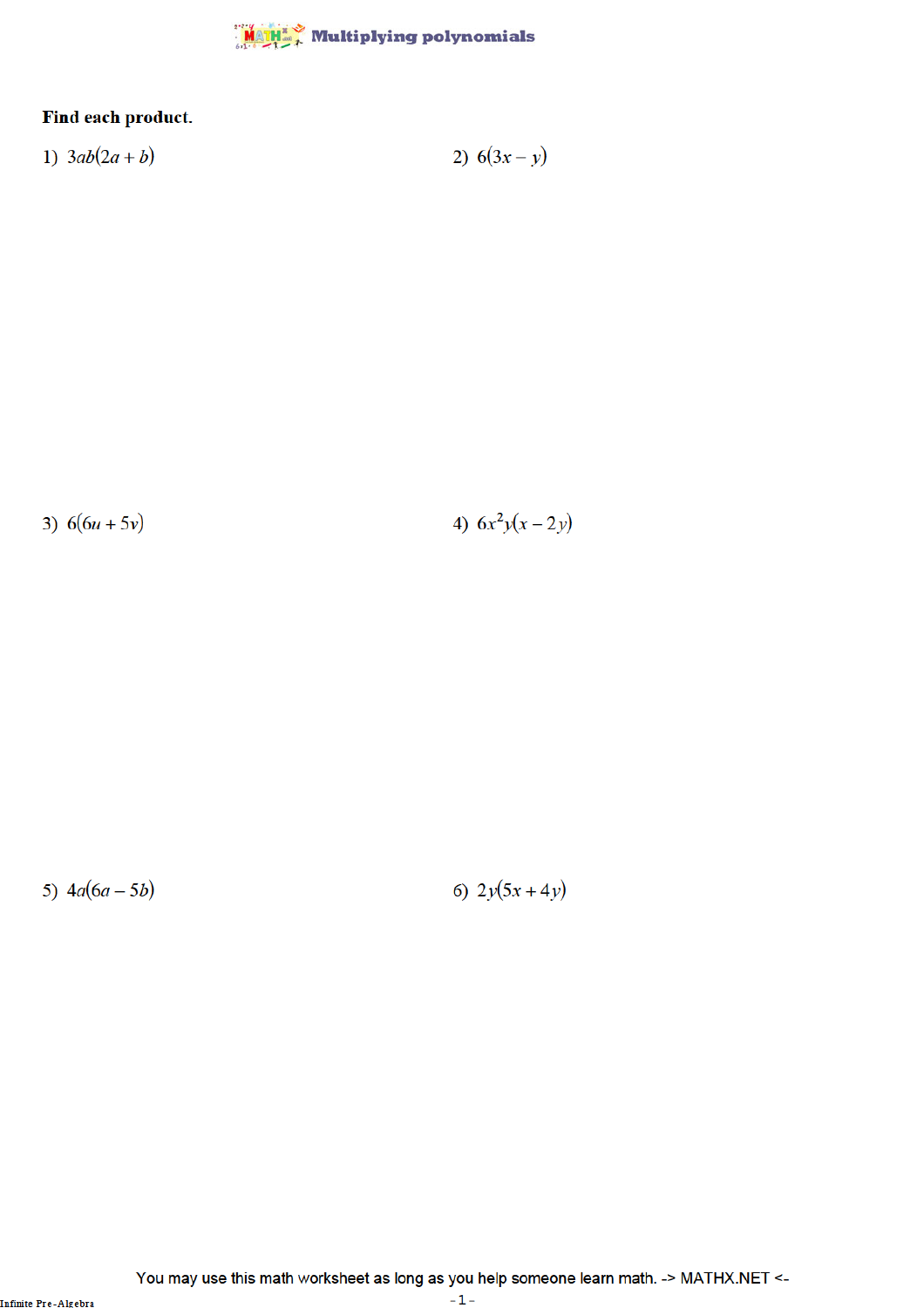# Multiplying polynomials

**Find each product.**

1) $3ab(2a + b)$

2) $6(3x - y)$

3) $6(6u + 5v)$

4) $6x^2y(x - 2y)$

5) $4a(6a - 5b)$

6) $2y(5x + 4y)$

You may use this math worksheet as long as you help someone learn math. -> MATHX.NET <-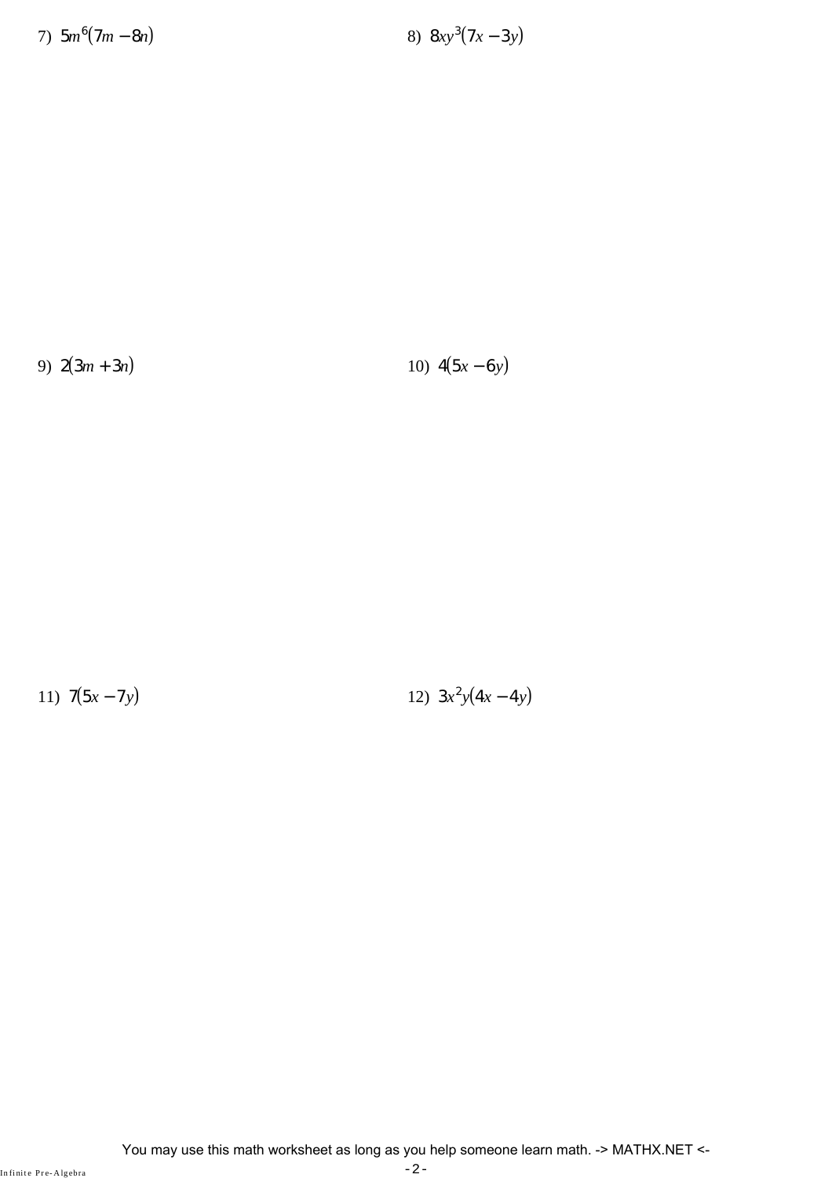7) $5m^6(7m - 8n)$

8) $8xy^3(7x - 3y)$

9) $2(3m + 3n)$

10) $4(5x - 6y)$

11) $7(5x - 7y)$

12) $3x^2y(4x - 4y)$

You may use this math worksheet as long as you help someone learn math. -> MATHX.NET <-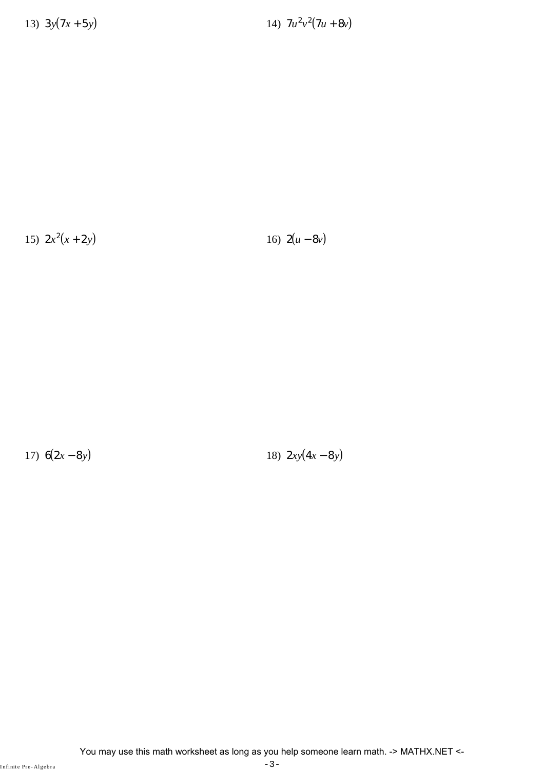13) $3y(7x + 5y)$

14) $7u^2v^2(7u + 8v)$

15) $2x^2(x + 2y)$

16) $2(u - 8v)$

17) $6(2x - 8y)$

18) $2xy(4x - 8y)$

You may use this math worksheet as long as you help someone learn math. -> MATHX.NET <-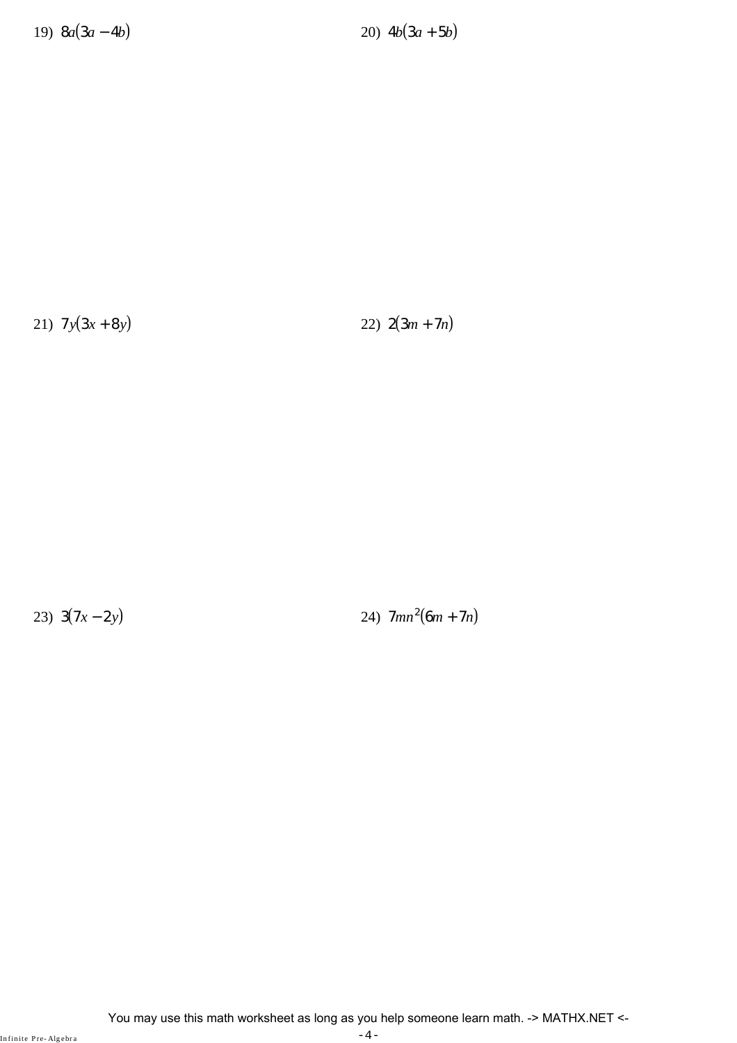19) $8a(3a - 4b)$

20) $4b(3a + 5b)$

21) $7y(3x + 8y)$

22) $2(3m + 7n)$

23) $3(7x - 2y)$

24) $7mn^2(6m + 7n)$

You may use this math worksheet as long as you help someone learn math. -> MATHX.NET <-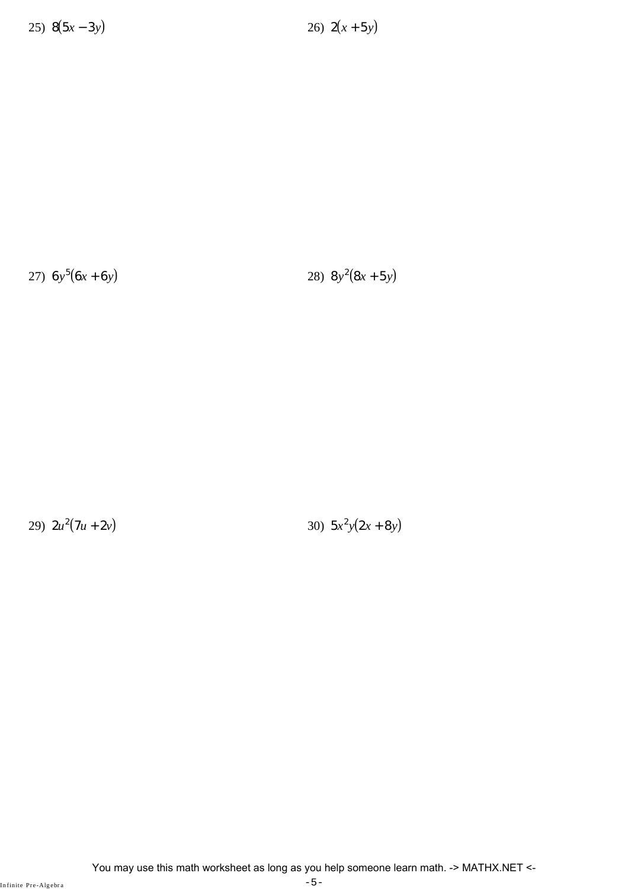25) $8(5x - 3y)$

26) $2(x + 5y)$

27) $6y^5(6x + 6y)$

28) $8y^2(8x + 5y)$

29) $2u^2(7u + 2v)$

30) $5x^2y(2x + 8y)$

You may use this math worksheet as long as you help someone learn math. -> MATHX.NET <-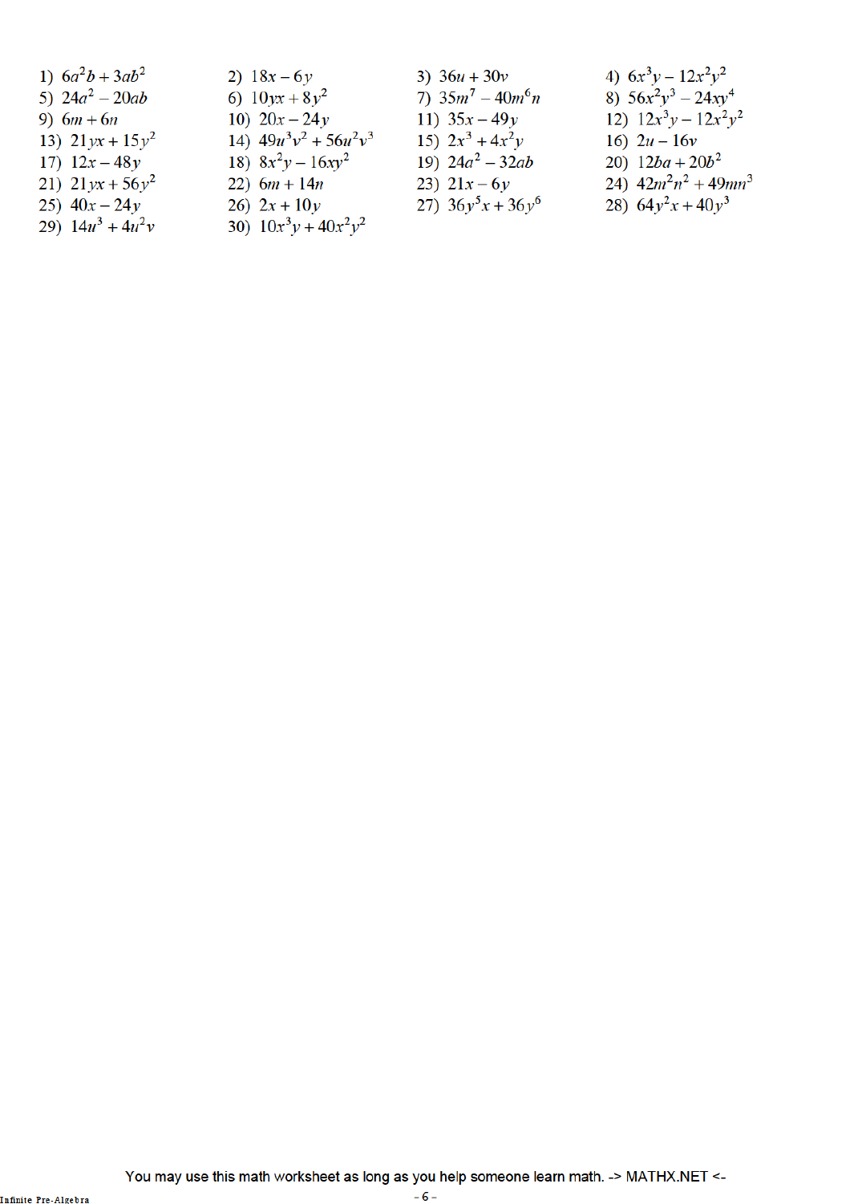1) $6a^2b + 3ab^2$
2) $18x - 6y$
3) $36u + 30v$
4) $6x^3y - 12x^2y^2$
5) $24a^2 - 20ab$
6) $10yx + 8y^2$
7) $35m^7 - 40m^6n$
8) $56x^2y^3 - 24xy^4$
9) $6m + 6n$
10) $20x - 24y$
11) $35x - 49y$
12) $12x^3y - 12x^2y^2$
13) $21yx + 15y^2$
14) $49u^3v^2 + 56u^2v^3$
15) $2x^3 + 4x^2y$
16) $2u - 16v$
17) $12x - 48y$
18) $8x^2y - 16xy^2$
19) $24a^2 - 32ab$
20) $12ba + 20b^2$
21) $21yx + 56y^2$
22) $6m + 14n$
23) $21x - 6y$
24) $42m^2n^2 + 49mn^3$
25) $40x - 24y$
26) $2x + 10y$
27) $36y^5x + 36y^6$
28) $64y^2x + 40y^3$
29) $14u^3 + 4u^2v$
30) $10x^3y + 40x^2y^2$

You may use this math worksheet as long as you help someone learn math. -> MATHX.NET <-